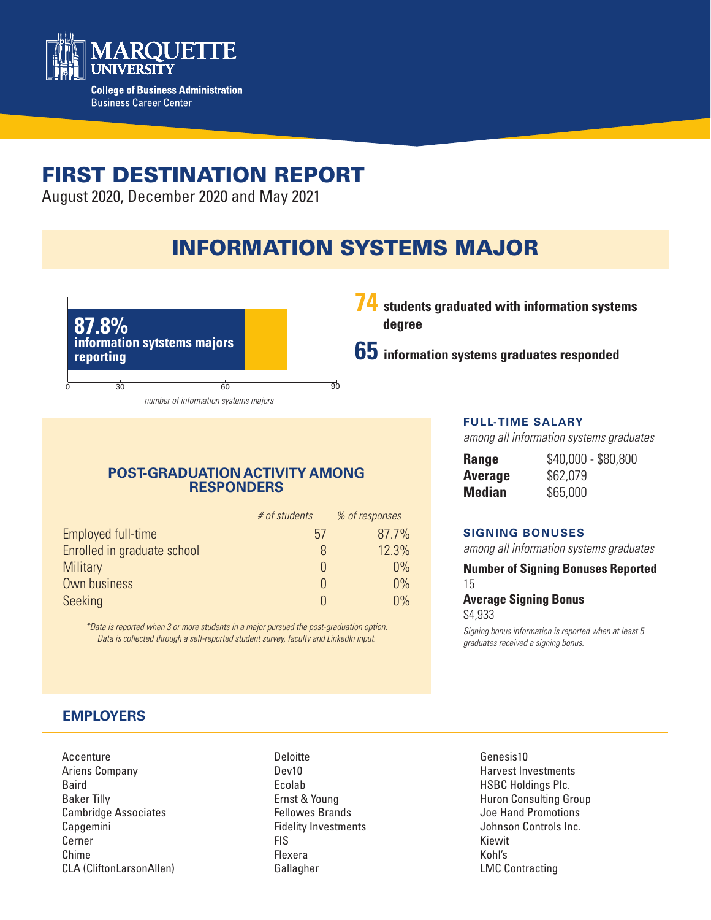Marquette University

College of Business Administration
Business Career Center

# FIRST DESTINATION REPORT

August 2020, December 2020 and May 2021

## INFORMATION SYSTEMS MAJOR

**87.8%**
**information sytstems majors reporting**

0 30 60 90

*number of information systems majors*

**74** students graduated with information systems degree

**65** information systems graduates responded

### POST-GRADUATION ACTIVITY AMONG RESPONDERS

| | *# of students* | *% of responses* |
|---|---|---|
| Employed full-time | 57 | 87.7% |
| Enrolled in graduate school | 8 | 12.3% |
| Military | 0 | 0% |
| Own business | 0 | 0% |
| Seeking | 0 | 0% |

*\*Data is reported when 3 or more students in a major pursued the post-graduation option. Data is collected through a self-reported student survey, faculty and LinkedIn input.*

### FULL-TIME SALARY

*among all information systems graduates*

| | |
|---|---|
| **Range** | $40,000 - $80,800 |
| **Average** | $62,079 |
| **Median** | $65,000 |

### SIGNING BONUSES

*among all information systems graduates*

**Number of Signing Bonuses Reported**
15

**Average Signing Bonus**
$4,933

*Signing bonus information is reported when at least 5 graduates received a signing bonus.*

### EMPLOYERS

Accenture
Ariens Company
Baird
Baker Tilly
Cambridge Associates
Capgemini
Cerner
Chime
CLA (CliftonLarsonAllen)
Deloitte
Dev10
Ecolab
Ernst & Young
Fellowes Brands
Fidelity Investments
FIS
Flexera
Gallagher
Genesis10
Harvest Investments
HSBC Holdings Plc.
Huron Consulting Group
Joe Hand Promotions
Johnson Controls Inc.
Kiewit
Kohl's
LMC Contracting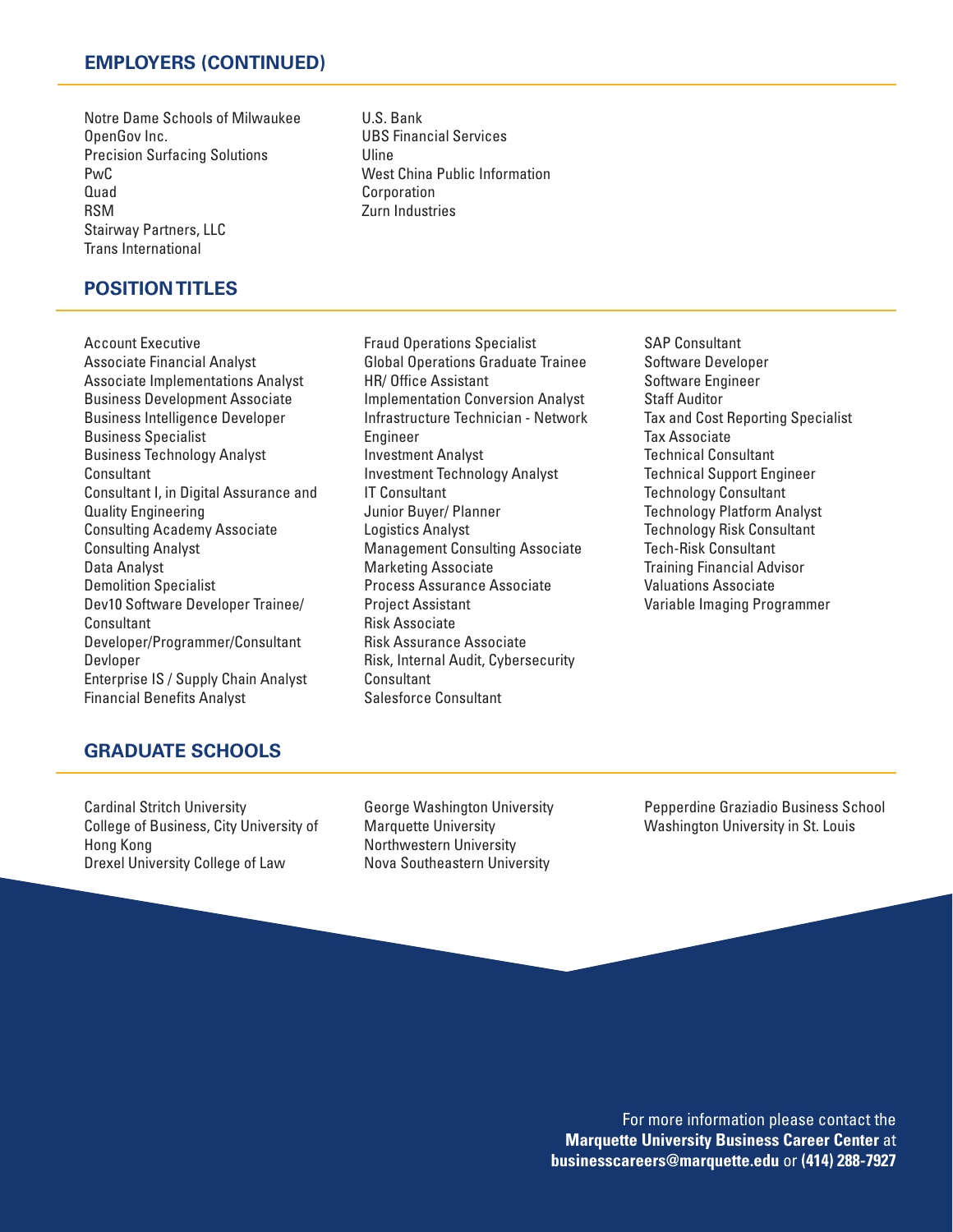## EMPLOYERS (CONTINUED)

Notre Dame Schools of Milwaukee
OpenGov Inc.
Precision Surfacing Solutions
PwC
Quad
RSM
Stairway Partners, LLC
Trans International
U.S. Bank
UBS Financial Services
Uline
West China Public Information Corporation
Zurn Industries

## POSITION TITLES

Account Executive
Associate Financial Analyst
Associate Implementations Analyst
Business Development Associate
Business Intelligence Developer
Business Specialist
Business Technology Analyst
Consultant
Consultant I, in Digital Assurance and Quality Engineering
Consulting Academy Associate
Consulting Analyst
Data Analyst
Demolition Specialist
Dev10 Software Developer Trainee/ Consultant
Developer/Programmer/Consultant
Devloper
Enterprise IS / Supply Chain Analyst
Financial Benefits Analyst
Fraud Operations Specialist
Global Operations Graduate Trainee
HR/ Office Assistant
Implementation Conversion Analyst
Infrastructure Technician - Network Engineer
Investment Analyst
Investment Technology Analyst
IT Consultant
Junior Buyer/ Planner
Logistics Analyst
Management Consulting Associate
Marketing Associate
Process Assurance Associate
Project Assistant
Risk Associate
Risk Assurance Associate
Risk, Internal Audit, Cybersecurity Consultant
Salesforce Consultant
SAP Consultant
Software Developer
Software Engineer
Staff Auditor
Tax and Cost Reporting Specialist
Tax Associate
Technical Consultant
Technical Support Engineer
Technology Consultant
Technology Platform Analyst
Technology Risk Consultant
Tech-Risk Consultant
Training Financial Advisor
Valuations Associate
Variable Imaging Programmer

## GRADUATE SCHOOLS

Cardinal Stritch University
College of Business, City University of Hong Kong
Drexel University College of Law
George Washington University
Marquette University
Northwestern University
Nova Southeastern University
Pepperdine Graziadio Business School
Washington University in St. Louis

For more information please contact the **Marquette University Business Career Center** at **businesscareers@marquette.edu** or **(414) 288-7927**